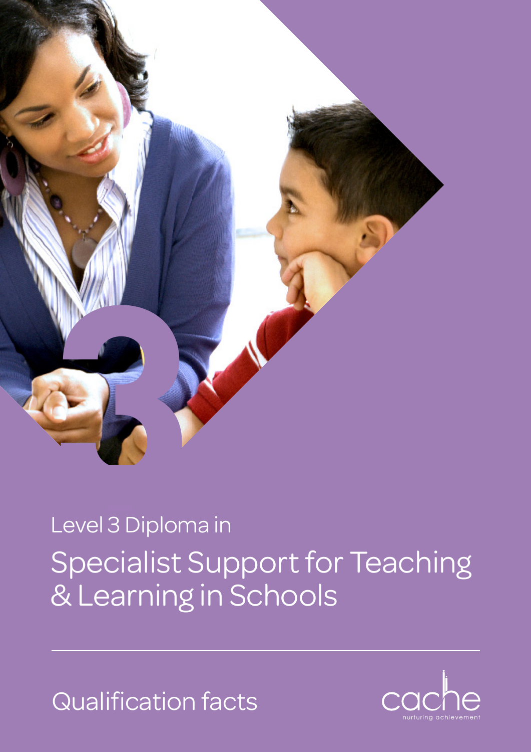3

Level 3 Diploma in

# Specialist Support for Teaching & Learning in Schools

Qualification facts

cache
nurturing achievement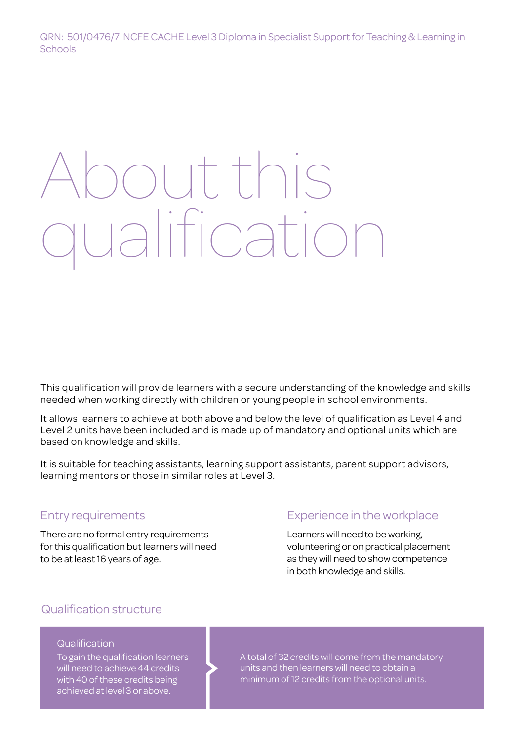# About this qualification

This qualification will provide learners with a secure understanding of the knowledge and skills needed when working directly with children or young people in school environments.

It allows learners to achieve at both above and below the level of qualification as Level 4 and Level 2 units have been included and is made up of mandatory and optional units which are based on knowledge and skills.

It is suitable for teaching assistants, learning support assistants, parent support advisors, learning mentors or those in similar roles at Level 3.

## Entry requirements

There are no formal entry requirements for this qualification but learners will need to be at least 16 years of age.

## Experience in the workplace

Learners will need to be working, volunteering or on practical placement as they will need to show competence in both knowledge and skills.

## Qualification structure

### Qualification

To gain the qualification learners will need to achieve 44 credits with 40 of these credits being achieved at level 3 or above.

A total of 32 credits will come from the mandatory units and then learners will need to obtain a minimum of 12 credits from the optional units.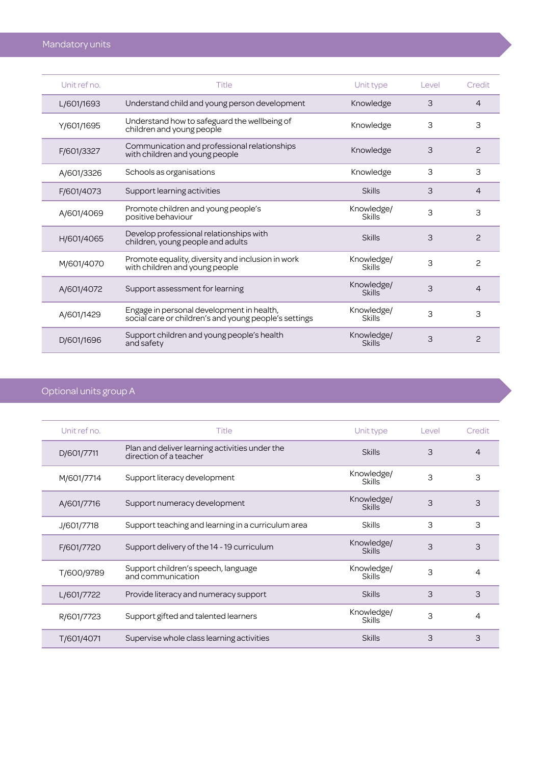## Mandatory units

| Unit ref no. | Title | Unit type | Level | Credit |
|---|---|---|---|---|
| L/601/1693 | Understand child and young person development | Knowledge | 3 | 4 |
| Y/601/1695 | Understand how to safeguard the wellbeing of children and young people | Knowledge | 3 | 3 |
| F/601/3327 | Communication and professional relationships with children and young people | Knowledge | 3 | 2 |
| A/601/3326 | Schools as organisations | Knowledge | 3 | 3 |
| F/601/4073 | Support learning activities | Skills | 3 | 4 |
| A/601/4069 | Promote children and young people's positive behaviour | Knowledge/ Skills | 3 | 3 |
| H/601/4065 | Develop professional relationships with children, young people and adults | Skills | 3 | 2 |
| M/601/4070 | Promote equality, diversity and inclusion in work with children and young people | Knowledge/ Skills | 3 | 2 |
| A/601/4072 | Support assessment for learning | Knowledge/ Skills | 3 | 4 |
| A/601/1429 | Engage in personal development in health, social care or children's and young people's settings | Knowledge/ Skills | 3 | 3 |
| D/601/1696 | Support children and young people's health and safety | Knowledge/ Skills | 3 | 2 |

## Optional units group A

| Unit ref no. | Title | Unit type | Level | Credit |
|---|---|---|---|---|
| D/601/7711 | Plan and deliver learning activities under the direction of a teacher | Skills | 3 | 4 |
| M/601/7714 | Support literacy development | Knowledge/ Skills | 3 | 3 |
| A/601/7716 | Support numeracy development | Knowledge/ Skills | 3 | 3 |
| J/601/7718 | Support teaching and learning in a curriculum area | Skills | 3 | 3 |
| F/601/7720 | Support delivery of the 14 - 19 curriculum | Knowledge/ Skills | 3 | 3 |
| T/600/9789 | Support children's speech, language and communication | Knowledge/ Skills | 3 | 4 |
| L/601/7722 | Provide literacy and numeracy support | Skills | 3 | 3 |
| R/601/7723 | Support gifted and talented learners | Knowledge/ Skills | 3 | 4 |
| T/601/4071 | Supervise whole class learning activities | Skills | 3 | 3 |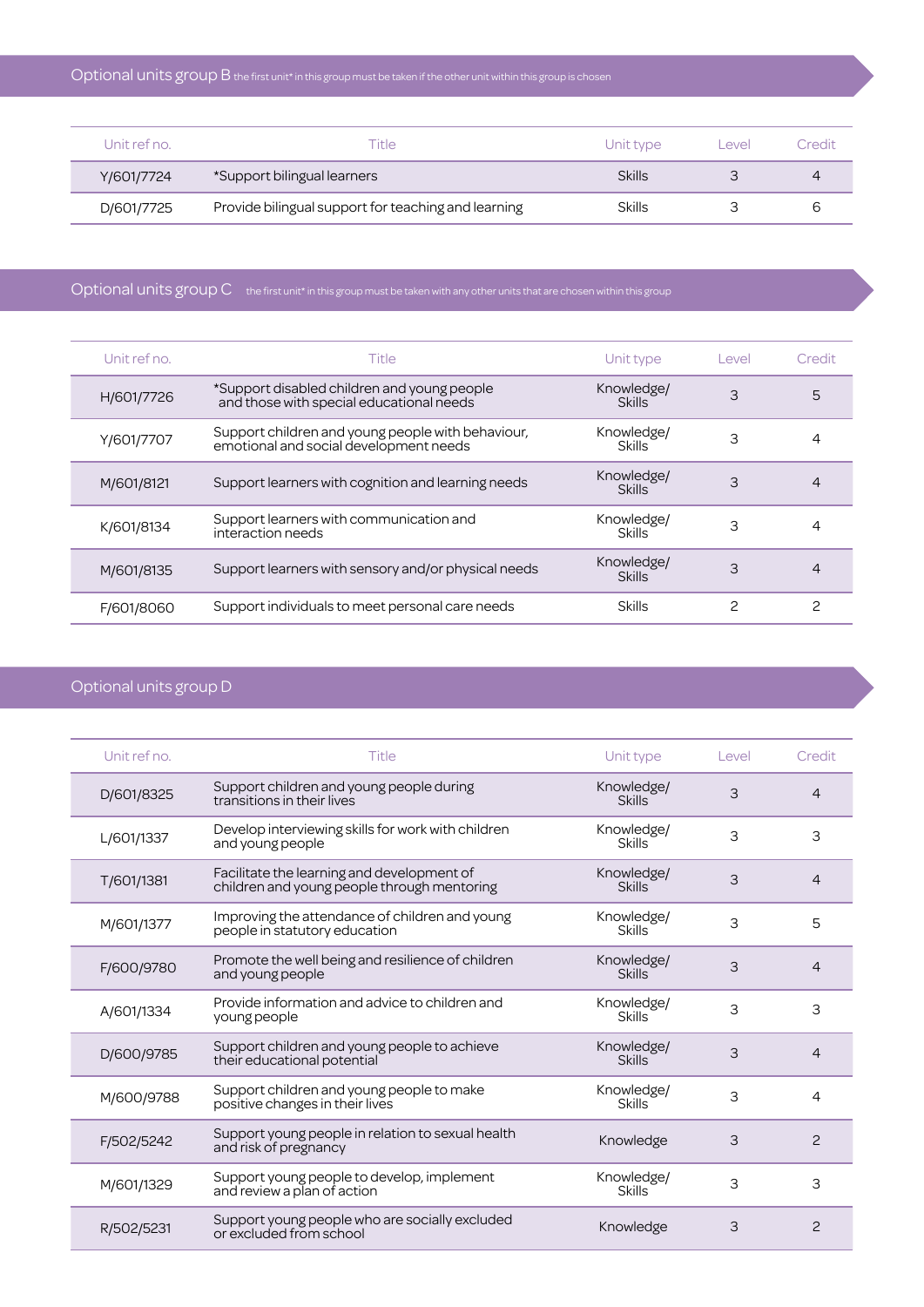## Optional units group B

the first unit* in this group must be taken if the other unit within this group is chosen

| Unit ref no. | Title | Unit type | Level | Credit |
|---|---|---|---|---|
| Y/601/7724 | *Support bilingual learners | Skills | 3 | 4 |
| D/601/7725 | Provide bilingual support for teaching and learning | Skills | 3 | 6 |

## Optional units group C

the first unit* in this group must be taken with any other units that are chosen within this group

| Unit ref no. | Title | Unit type | Level | Credit |
|---|---|---|---|---|
| H/601/7726 | *Support disabled children and young people and those with special educational needs | Knowledge/Skills | 3 | 5 |
| Y/601/7707 | Support children and young people with behaviour, emotional and social development needs | Knowledge/Skills | 3 | 4 |
| M/601/8121 | Support learners with cognition and learning needs | Knowledge/Skills | 3 | 4 |
| K/601/8134 | Support learners with communication and interaction needs | Knowledge/Skills | 3 | 4 |
| M/601/8135 | Support learners with sensory and/or physical needs | Knowledge/Skills | 3 | 4 |
| F/601/8060 | Support individuals to meet personal care needs | Skills | 2 | 2 |

## Optional units group D

| Unit ref no. | Title | Unit type | Level | Credit |
|---|---|---|---|---|
| D/601/8325 | Support children and young people during transitions in their lives | Knowledge/Skills | 3 | 4 |
| L/601/1337 | Develop interviewing skills for work with children and young people | Knowledge/Skills | 3 | 3 |
| T/601/1381 | Facilitate the learning and development of children and young people through mentoring | Knowledge/Skills | 3 | 4 |
| M/601/1377 | Improving the attendance of children and young people in statutory education | Knowledge/Skills | 3 | 5 |
| F/600/9780 | Promote the well being and resilience of children and young people | Knowledge/Skills | 3 | 4 |
| A/601/1334 | Provide information and advice to children and young people | Knowledge/Skills | 3 | 3 |
| D/600/9785 | Support children and young people to achieve their educational potential | Knowledge/Skills | 3 | 4 |
| M/600/9788 | Support children and young people to make positive changes in their lives | Knowledge/Skills | 3 | 4 |
| F/502/5242 | Support young people in relation to sexual health and risk of pregnancy | Knowledge | 3 | 2 |
| M/601/1329 | Support young people to develop, implement and review a plan of action | Knowledge/Skills | 3 | 3 |
| R/502/5231 | Support young people who are socially excluded or excluded from school | Knowledge | 3 | 2 |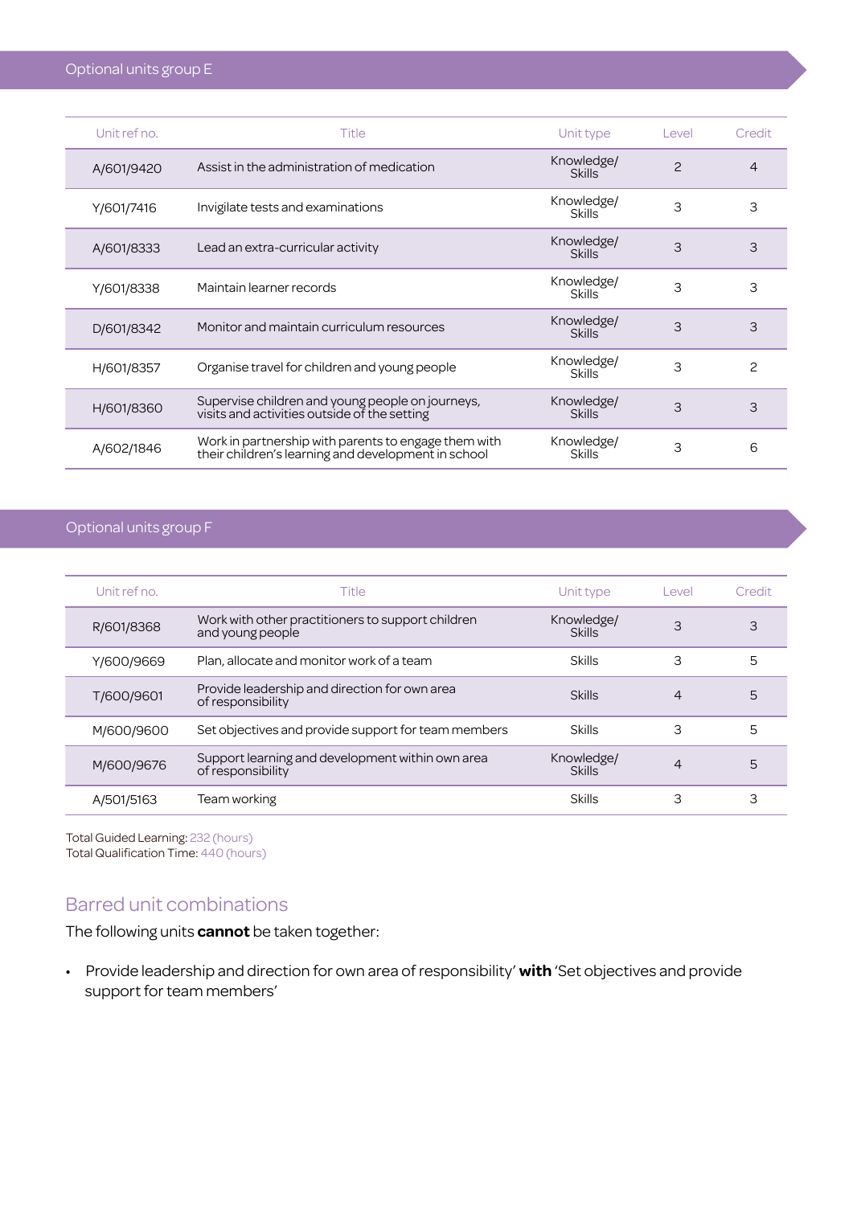## Optional units group E

| Unit ref no. | Title | Unit type | Level | Credit |
|---|---|---|---|---|
| A/601/9420 | Assist in the administration of medication | Knowledge/ Skills | 2 | 4 |
| Y/601/7416 | Invigilate tests and examinations | Knowledge/ Skills | 3 | 3 |
| A/601/8333 | Lead an extra-curricular activity | Knowledge/ Skills | 3 | 3 |
| Y/601/8338 | Maintain learner records | Knowledge/ Skills | 3 | 3 |
| D/601/8342 | Monitor and maintain curriculum resources | Knowledge/ Skills | 3 | 3 |
| H/601/8357 | Organise travel for children and young people | Knowledge/ Skills | 3 | 2 |
| H/601/8360 | Supervise children and young people on journeys, visits and activities outside of the setting | Knowledge/ Skills | 3 | 3 |
| A/602/1846 | Work in partnership with parents to engage them with their children's learning and development in school | Knowledge/ Skills | 3 | 6 |

## Optional units group F

| Unit ref no. | Title | Unit type | Level | Credit |
|---|---|---|---|---|
| R/601/8368 | Work with other practitioners to support children and young people | Knowledge/ Skills | 3 | 3 |
| Y/600/9669 | Plan, allocate and monitor work of a team | Skills | 3 | 5 |
| T/600/9601 | Provide leadership and direction for own area of responsibility | Skills | 4 | 5 |
| M/600/9600 | Set objectives and provide support for team members | Skills | 3 | 5 |
| M/600/9676 | Support learning and development within own area of responsibility | Knowledge/ Skills | 4 | 5 |
| A/501/5163 | Team working | Skills | 3 | 3 |

Total Guided Learning: 232 (hours)
Total Qualification Time: 440 (hours)

## Barred unit combinations

The following units **cannot** be taken together:

- Provide leadership and direction for own area of responsibility' **with** 'Set objectives and provide support for team members'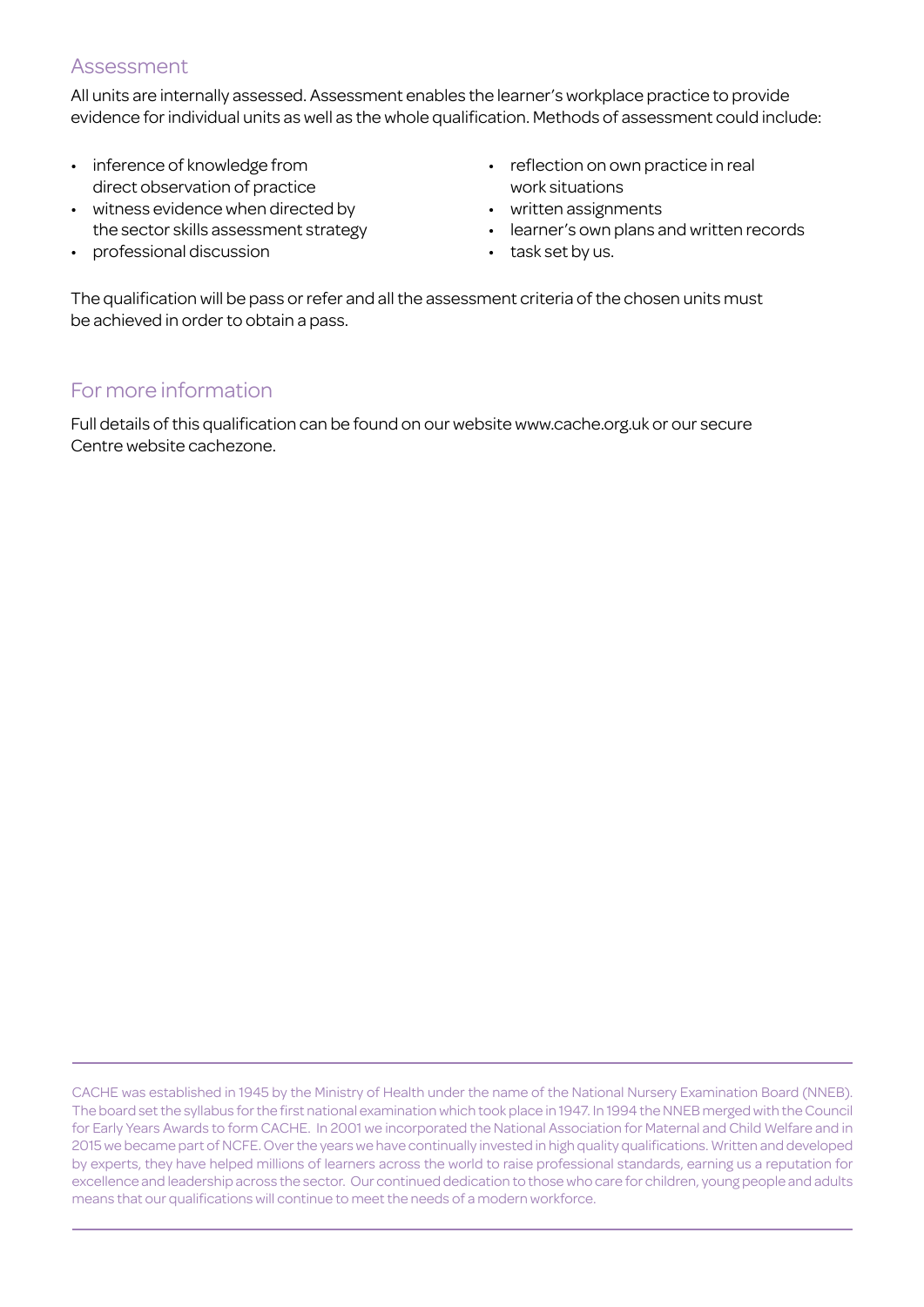## Assessment

All units are internally assessed. Assessment enables the learner's workplace practice to provide evidence for individual units as well as the whole qualification. Methods of assessment could include:

- inference of knowledge from direct observation of practice
- witness evidence when directed by the sector skills assessment strategy
- professional discussion
- reflection on own practice in real work situations
- written assignments
- learner's own plans and written records
- task set by us.

The qualification will be pass or refer and all the assessment criteria of the chosen units must be achieved in order to obtain a pass.

## For more information

Full details of this qualification can be found on our website www.cache.org.uk or our secure Centre website cachezone.

CACHE was established in 1945 by the Ministry of Health under the name of the National Nursery Examination Board (NNEB). The board set the syllabus for the first national examination which took place in 1947. In 1994 the NNEB merged with the Council for Early Years Awards to form CACHE. In 2001 we incorporated the National Association for Maternal and Child Welfare and in 2015 we became part of NCFE. Over the years we have continually invested in high quality qualifications. Written and developed by experts, they have helped millions of learners across the world to raise professional standards, earning us a reputation for excellence and leadership across the sector. Our continued dedication to those who care for children, young people and adults means that our qualifications will continue to meet the needs of a modern workforce.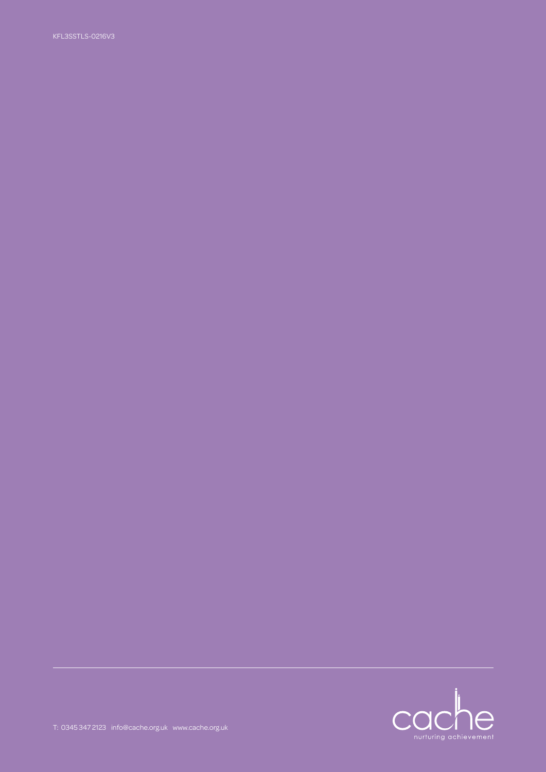KFL3SSTLS-0216V3

T: 0345 347 2123 info@cache.org.uk www.cache.org.uk

cache
nurturing achievement